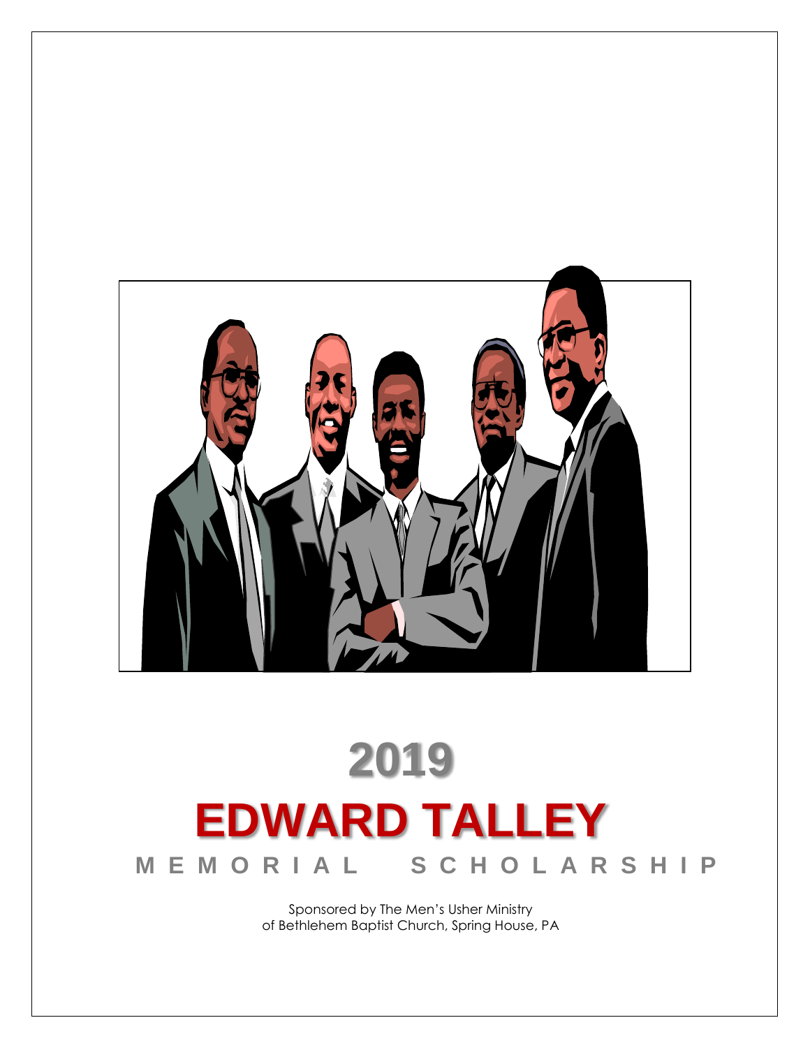# 2019

# EDWARD TALLEY

## MEMORIAL SCHOLARSHIP

Sponsored by The Men's Usher Ministry
of Bethlehem Baptist Church, Spring House, PA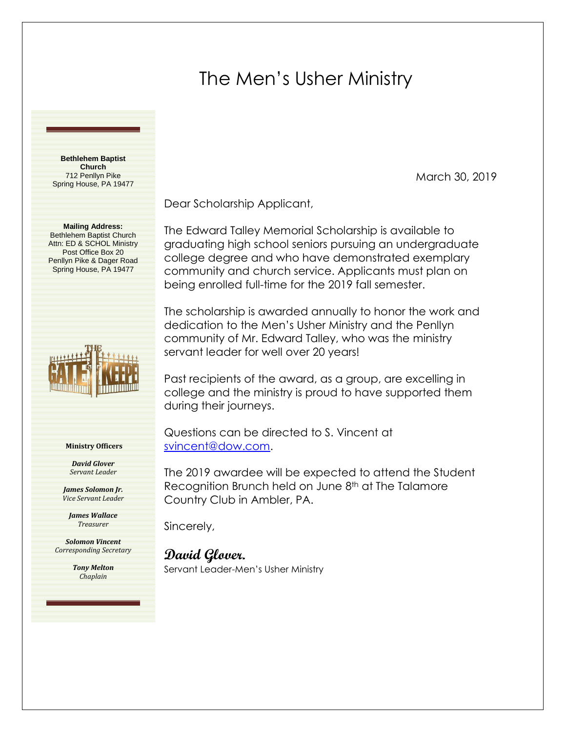# The Men's Usher Ministry

**Bethlehem Baptist Church**
712 Penllyn Pike
Spring House, PA 19477

**Mailing Address:**
Bethlehem Baptist Church
Attn: ED & SCHOL Ministry
Post Office Box 20
Penllyn Pike & Dager Road
Spring House, PA 19477

**Ministry Officers**

***David Glover***
*Servant Leader*

***James Solomon Jr.***
*Vice Servant Leader*

***James Wallace***
*Treasurer*

***Solomon Vincent***
*Corresponding Secretary*

***Tony Melton***
*Chaplain*

March 30, 2019

Dear Scholarship Applicant,

The Edward Talley Memorial Scholarship is available to graduating high school seniors pursuing an undergraduate college degree and who have demonstrated exemplary community and church service. Applicants must plan on being enrolled full-time for the 2019 fall semester.

The scholarship is awarded annually to honor the work and dedication to the Men's Usher Ministry and the Penllyn community of Mr. Edward Talley, who was the ministry servant leader for well over 20 years!

Past recipients of the award, as a group, are excelling in college and the ministry is proud to have supported them during their journeys.

Questions can be directed to S. Vincent at svincent@dow.com.

The 2019 awardee will be expected to attend the Student Recognition Brunch held on June 8th at The Talamore Country Club in Ambler, PA.

Sincerely,

**David Glover.**
Servant Leader-Men's Usher Ministry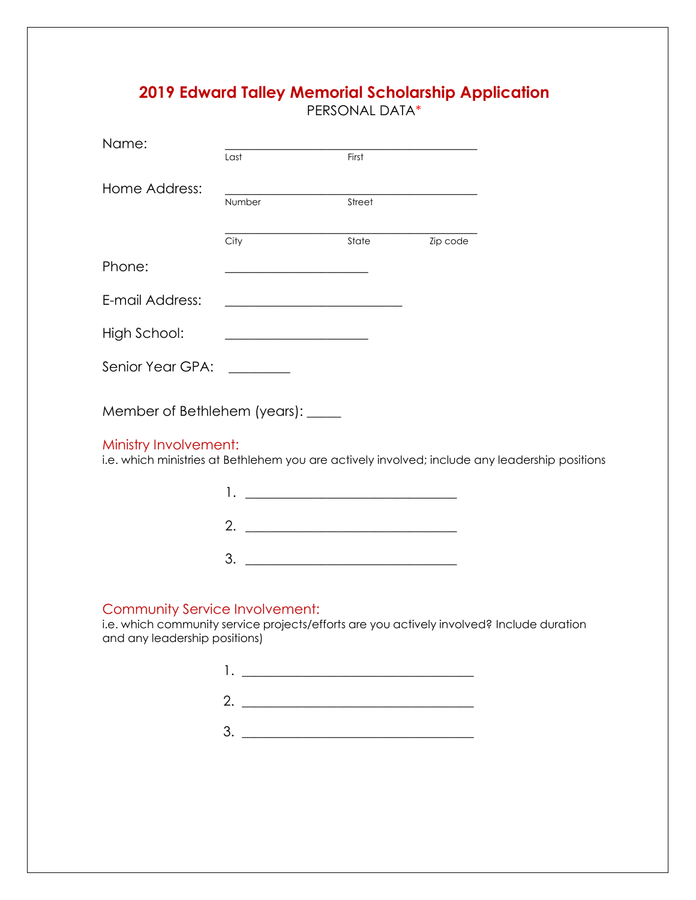# 2019 Edward Talley Memorial Scholarship Application

PERSONAL DATA*

Name: ________________________________________
Last First

Home Address: ________________________________________
Number Street

________________________________________
City State Zip code

Phone: ______________________

E-mail Address: ___________________________

High School: ______________________

Senior Year GPA: _________

Member of Bethlehem (years): _____

## Ministry Involvement:

i.e. which ministries at Bethlehem you are actively involved; include any leadership positions

1. ________________________________
2. ________________________________
3. ________________________________

## Community Service Involvement:

i.e. which community service projects/efforts are you actively involved? Include duration and any leadership positions)

1. ___________________________________
2. ___________________________________
3. ___________________________________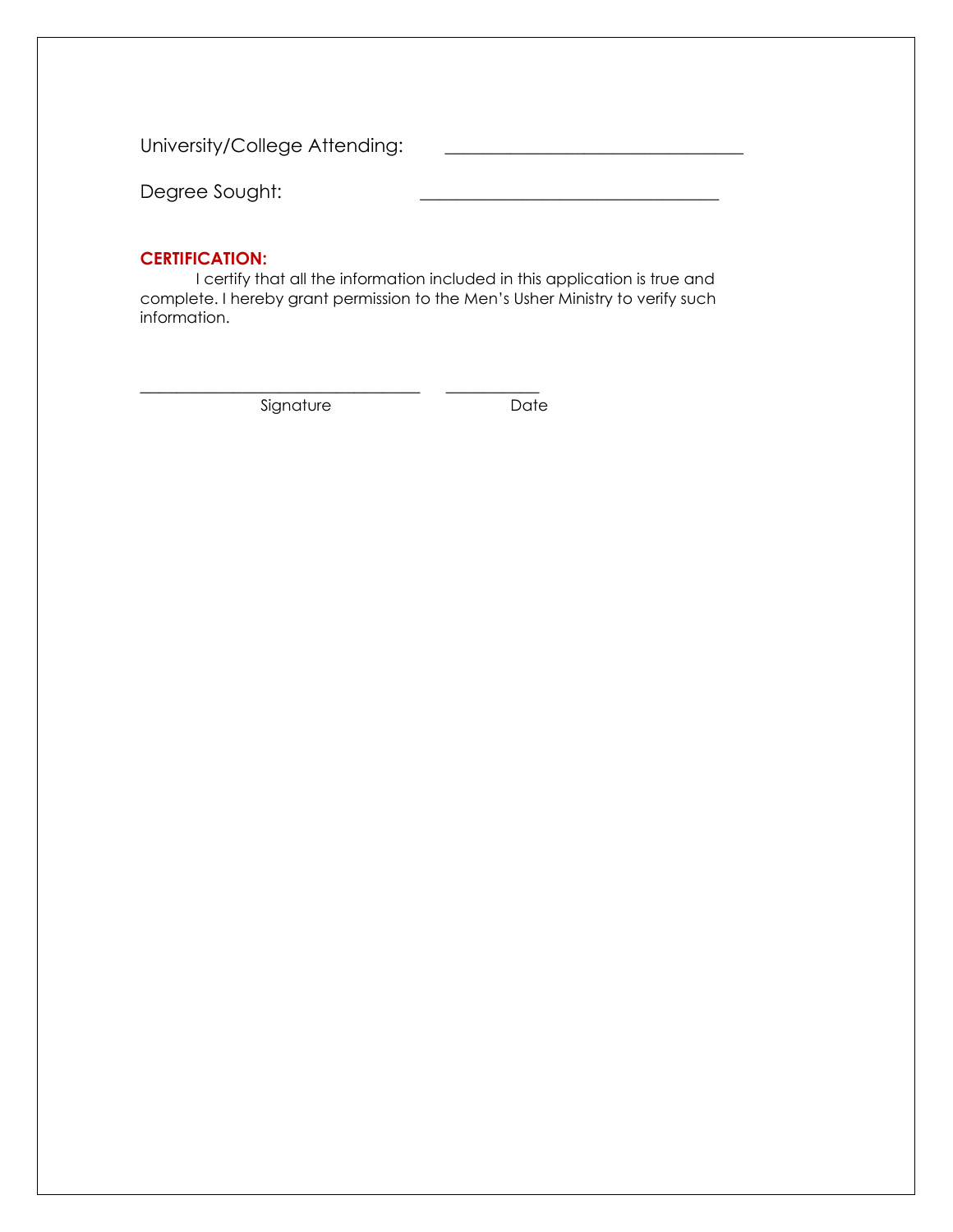University/College Attending: ________________________________

Degree Sought: ________________________________

**CERTIFICATION:**

I certify that all the information included in this application is true and complete. I hereby grant permission to the Men's Usher Ministry to verify such information.

________________________________ ___________

Signature Date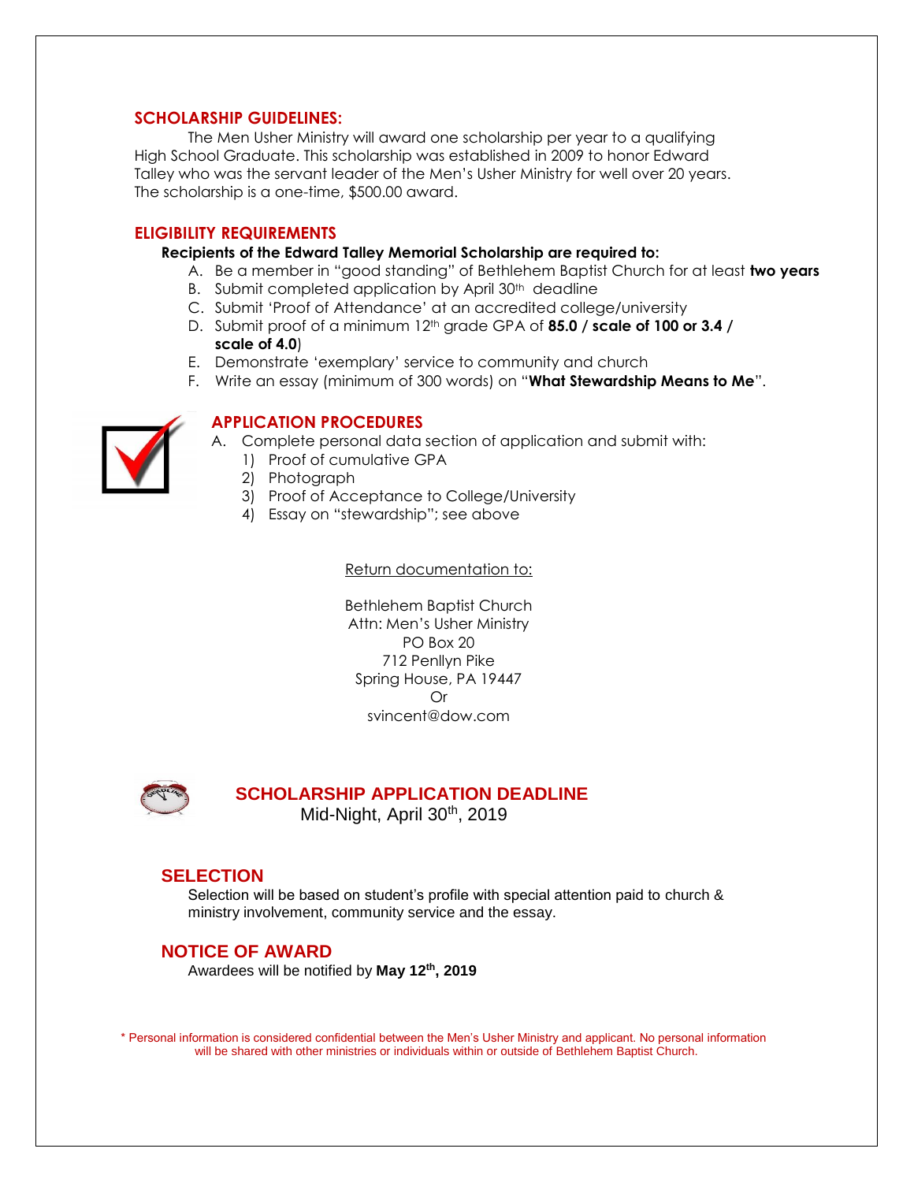## SCHOLARSHIP GUIDELINES:

The Men Usher Ministry will award one scholarship per year to a qualifying High School Graduate. This scholarship was established in 2009 to honor Edward Talley who was the servant leader of the Men's Usher Ministry for well over 20 years. The scholarship is a one-time, $500.00 award.

## ELIGIBILITY REQUIREMENTS

**Recipients of the Edward Talley Memorial Scholarship are required to:**

A. Be a member in "good standing" of Bethlehem Baptist Church for at least **two years**
B. Submit completed application by April 30th deadline
C. Submit 'Proof of Attendance' at an accredited college/university
D. Submit proof of a minimum 12th grade GPA of **85.0 / scale of 100 or 3.4 / scale of 4.0**)
E. Demonstrate 'exemplary' service to community and church
F. Write an essay (minimum of 300 words) on "**What Stewardship Means to Me**".

## APPLICATION PROCEDURES

A. Complete personal data section of application and submit with:
   1) Proof of cumulative GPA
   2) Photograph
   3) Proof of Acceptance to College/University
   4) Essay on "stewardship"; see above

Return documentation to:

Bethlehem Baptist Church
Attn: Men's Usher Ministry
PO Box 20
712 Penllyn Pike
Spring House, PA 19447
Or
svincent@dow.com

## SCHOLARSHIP APPLICATION DEADLINE

Mid-Night, April 30th, 2019

## SELECTION

Selection will be based on student's profile with special attention paid to church & ministry involvement, community service and the essay.

## NOTICE OF AWARD

Awardees will be notified by **May 12th, 2019**

\* Personal information is considered confidential between the Men's Usher Ministry and applicant. No personal information will be shared with other ministries or individuals within or outside of Bethlehem Baptist Church.